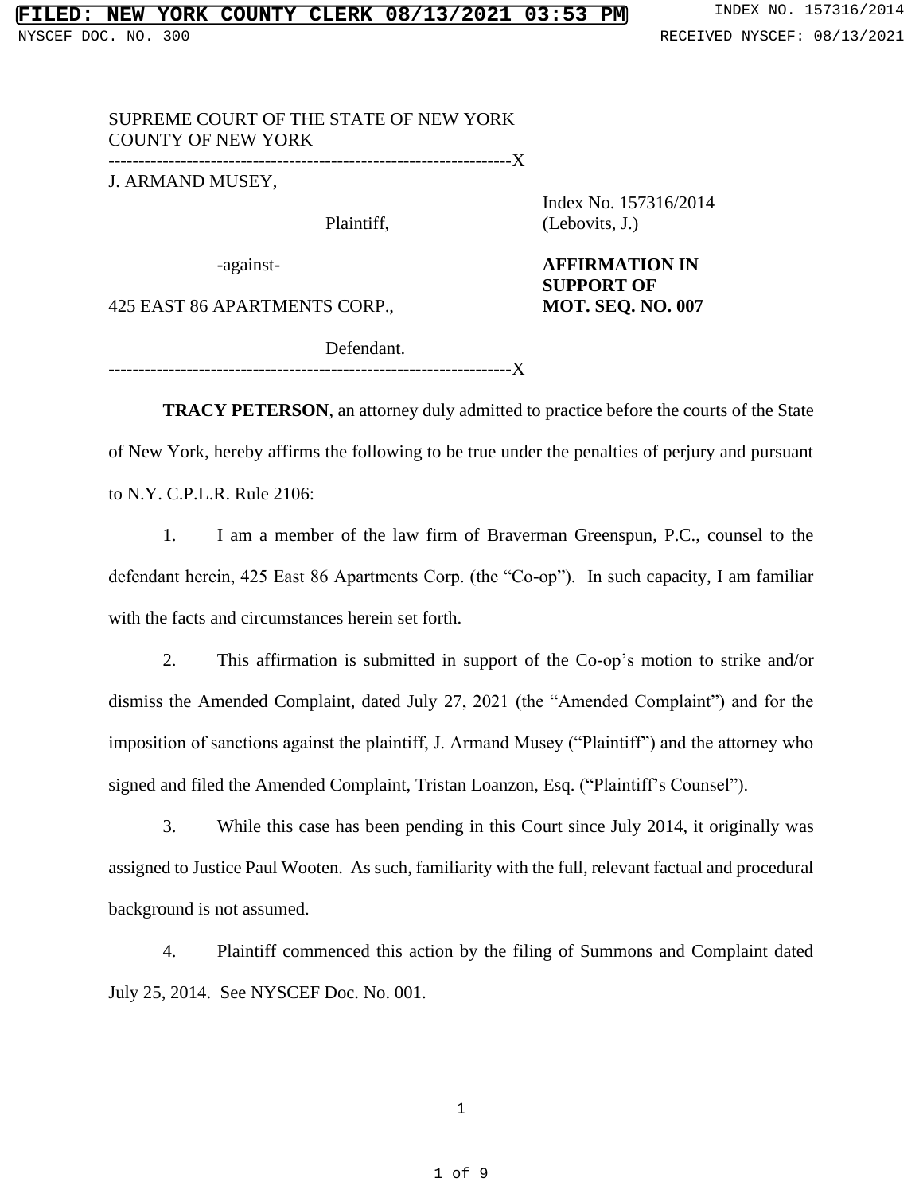SUPREME COURT OF THE STATE OF NEW YORK
COUNTY OF NEW YORK

--------------------------------------------------------------------X

J. ARMAND MUSEY,

Plaintiff,

-against-

425 EAST 86 APARTMENTS CORP.,

Defendant.

--------------------------------------------------------------------X

Index No. 157316/2014
(Lebovits, J.)

**AFFIRMATION IN SUPPORT OF MOT. SEQ. NO. 007**

**TRACY PETERSON**, an attorney duly admitted to practice before the courts of the State of New York, hereby affirms the following to be true under the penalties of perjury and pursuant to N.Y. C.P.L.R. Rule 2106:

1. I am a member of the law firm of Braverman Greenspun, P.C., counsel to the defendant herein, 425 East 86 Apartments Corp. (the "Co-op"). In such capacity, I am familiar with the facts and circumstances herein set forth.

2. This affirmation is submitted in support of the Co-op's motion to strike and/or dismiss the Amended Complaint, dated July 27, 2021 (the "Amended Complaint") and for the imposition of sanctions against the plaintiff, J. Armand Musey ("Plaintiff") and the attorney who signed and filed the Amended Complaint, Tristan Loanzon, Esq. ("Plaintiff's Counsel").

3. While this case has been pending in this Court since July 2014, it originally was assigned to Justice Paul Wooten. As such, familiarity with the full, relevant factual and procedural background is not assumed.

4. Plaintiff commenced this action by the filing of Summons and Complaint dated July 25, 2014. See NYSCEF Doc. No. 001.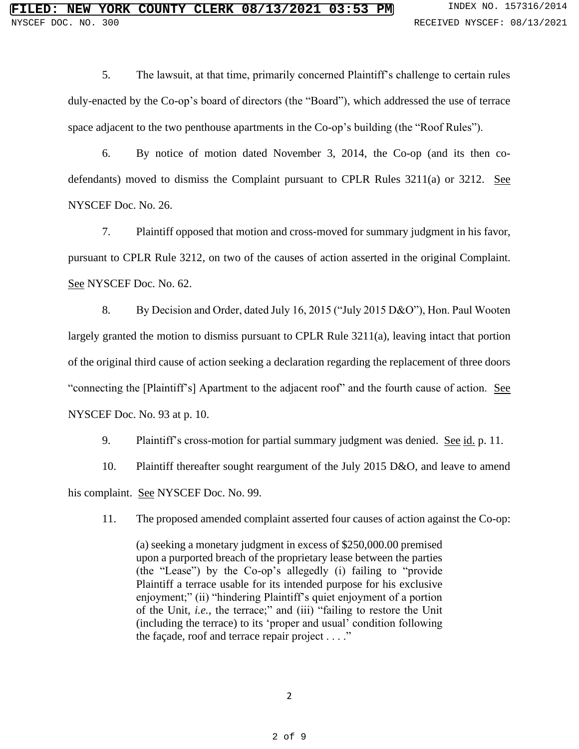5. The lawsuit, at that time, primarily concerned Plaintiff's challenge to certain rules duly-enacted by the Co-op's board of directors (the "Board"), which addressed the use of terrace space adjacent to the two penthouse apartments in the Co-op's building (the "Roof Rules").

6. By notice of motion dated November 3, 2014, the Co-op (and its then co-defendants) moved to dismiss the Complaint pursuant to CPLR Rules 3211(a) or 3212. See NYSCEF Doc. No. 26.

7. Plaintiff opposed that motion and cross-moved for summary judgment in his favor, pursuant to CPLR Rule 3212, on two of the causes of action asserted in the original Complaint. See NYSCEF Doc. No. 62.

8. By Decision and Order, dated July 16, 2015 ("July 2015 D&O"), Hon. Paul Wooten largely granted the motion to dismiss pursuant to CPLR Rule 3211(a), leaving intact that portion of the original third cause of action seeking a declaration regarding the replacement of three doors "connecting the [Plaintiff's] Apartment to the adjacent roof" and the fourth cause of action. See NYSCEF Doc. No. 93 at p. 10.

9. Plaintiff's cross-motion for partial summary judgment was denied. See id. p. 11.

10. Plaintiff thereafter sought reargument of the July 2015 D&O, and leave to amend his complaint. See NYSCEF Doc. No. 99.

11. The proposed amended complaint asserted four causes of action against the Co-op:

> (a) seeking a monetary judgment in excess of $250,000.00 premised upon a purported breach of the proprietary lease between the parties (the "Lease") by the Co-op's allegedly (i) failing to "provide Plaintiff a terrace usable for its intended purpose for his exclusive enjoyment;" (ii) "hindering Plaintiff's quiet enjoyment of a portion of the Unit, *i.e.,* the terrace;" and (iii) "failing to restore the Unit (including the terrace) to its 'proper and usual' condition following the façade, roof and terrace repair project . . . ."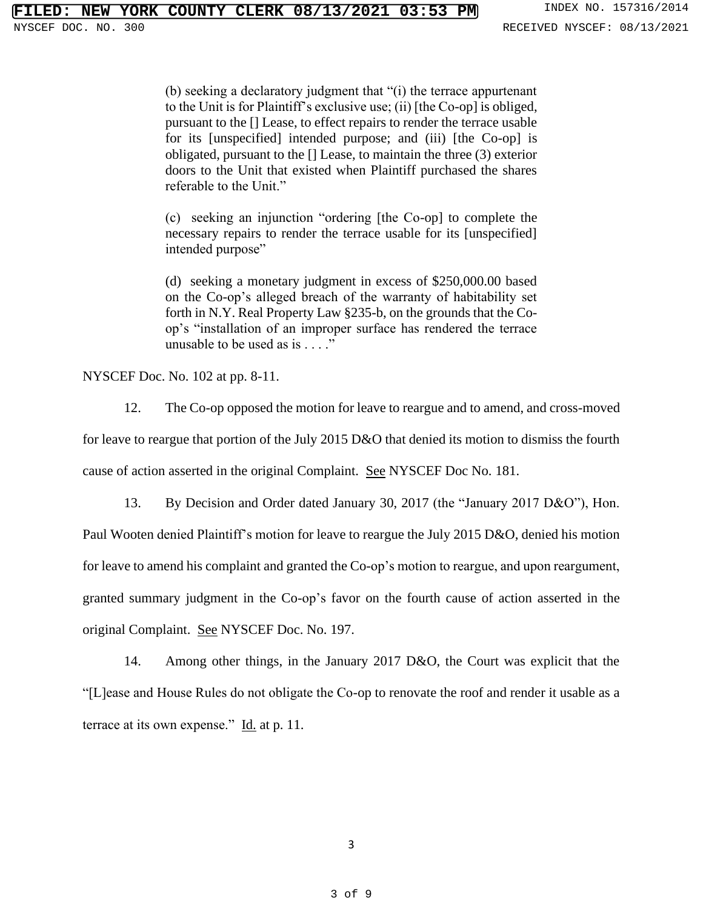(b) seeking a declaratory judgment that "(i) the terrace appurtenant to the Unit is for Plaintiff's exclusive use; (ii) [the Co-op] is obliged, pursuant to the [] Lease, to effect repairs to render the terrace usable for its [unspecified] intended purpose; and (iii) [the Co-op] is obligated, pursuant to the [] Lease, to maintain the three (3) exterior doors to the Unit that existed when Plaintiff purchased the shares referable to the Unit."

(c) seeking an injunction "ordering [the Co-op] to complete the necessary repairs to render the terrace usable for its [unspecified] intended purpose"

(d) seeking a monetary judgment in excess of $250,000.00 based on the Co-op's alleged breach of the warranty of habitability set forth in N.Y. Real Property Law §235-b, on the grounds that the Co-op's "installation of an improper surface has rendered the terrace unusable to be used as is . . . ."

NYSCEF Doc. No. 102 at pp. 8-11.

12. The Co-op opposed the motion for leave to reargue and to amend, and cross-moved for leave to reargue that portion of the July 2015 D&O that denied its motion to dismiss the fourth cause of action asserted in the original Complaint. See NYSCEF Doc No. 181.

13. By Decision and Order dated January 30, 2017 (the "January 2017 D&O"), Hon. Paul Wooten denied Plaintiff's motion for leave to reargue the July 2015 D&O, denied his motion for leave to amend his complaint and granted the Co-op's motion to reargue, and upon reargument, granted summary judgment in the Co-op's favor on the fourth cause of action asserted in the original Complaint. See NYSCEF Doc. No. 197.

14. Among other things, in the January 2017 D&O, the Court was explicit that the "[L]ease and House Rules do not obligate the Co-op to renovate the roof and render it usable as a terrace at its own expense." Id. at p. 11.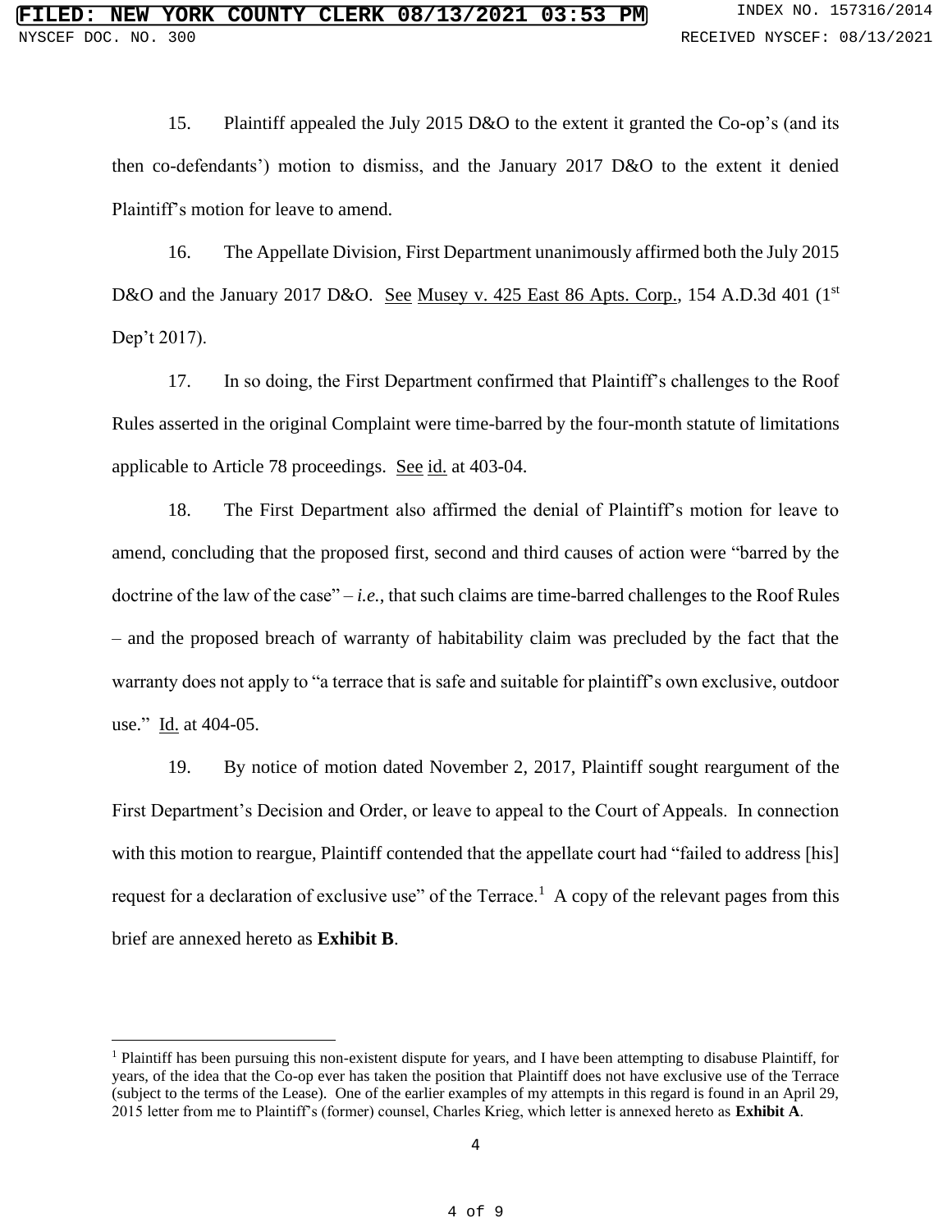15. Plaintiff appealed the July 2015 D&O to the extent it granted the Co-op's (and its then co-defendants') motion to dismiss, and the January 2017 D&O to the extent it denied Plaintiff's motion for leave to amend.

16. The Appellate Division, First Department unanimously affirmed both the July 2015 D&O and the January 2017 D&O. See Musey v. 425 East 86 Apts. Corp., 154 A.D.3d 401 (1st Dep't 2017).

17. In so doing, the First Department confirmed that Plaintiff's challenges to the Roof Rules asserted in the original Complaint were time-barred by the four-month statute of limitations applicable to Article 78 proceedings. See id. at 403-04.

18. The First Department also affirmed the denial of Plaintiff's motion for leave to amend, concluding that the proposed first, second and third causes of action were "barred by the doctrine of the law of the case" – *i.e.*, that such claims are time-barred challenges to the Roof Rules – and the proposed breach of warranty of habitability claim was precluded by the fact that the warranty does not apply to "a terrace that is safe and suitable for plaintiff's own exclusive, outdoor use." Id. at 404-05.

19. By notice of motion dated November 2, 2017, Plaintiff sought reargument of the First Department's Decision and Order, or leave to appeal to the Court of Appeals. In connection with this motion to reargue, Plaintiff contended that the appellate court had "failed to address [his] request for a declaration of exclusive use" of the Terrace.[1] A copy of the relevant pages from this brief are annexed hereto as **Exhibit B**.

---

[1] Plaintiff has been pursuing this non-existent dispute for years, and I have been attempting to disabuse Plaintiff, for years, of the idea that the Co-op ever has taken the position that Plaintiff does not have exclusive use of the Terrace (subject to the terms of the Lease). One of the earlier examples of my attempts in this regard is found in an April 29, 2015 letter from me to Plaintiff's (former) counsel, Charles Krieg, which letter is annexed hereto as **Exhibit A**.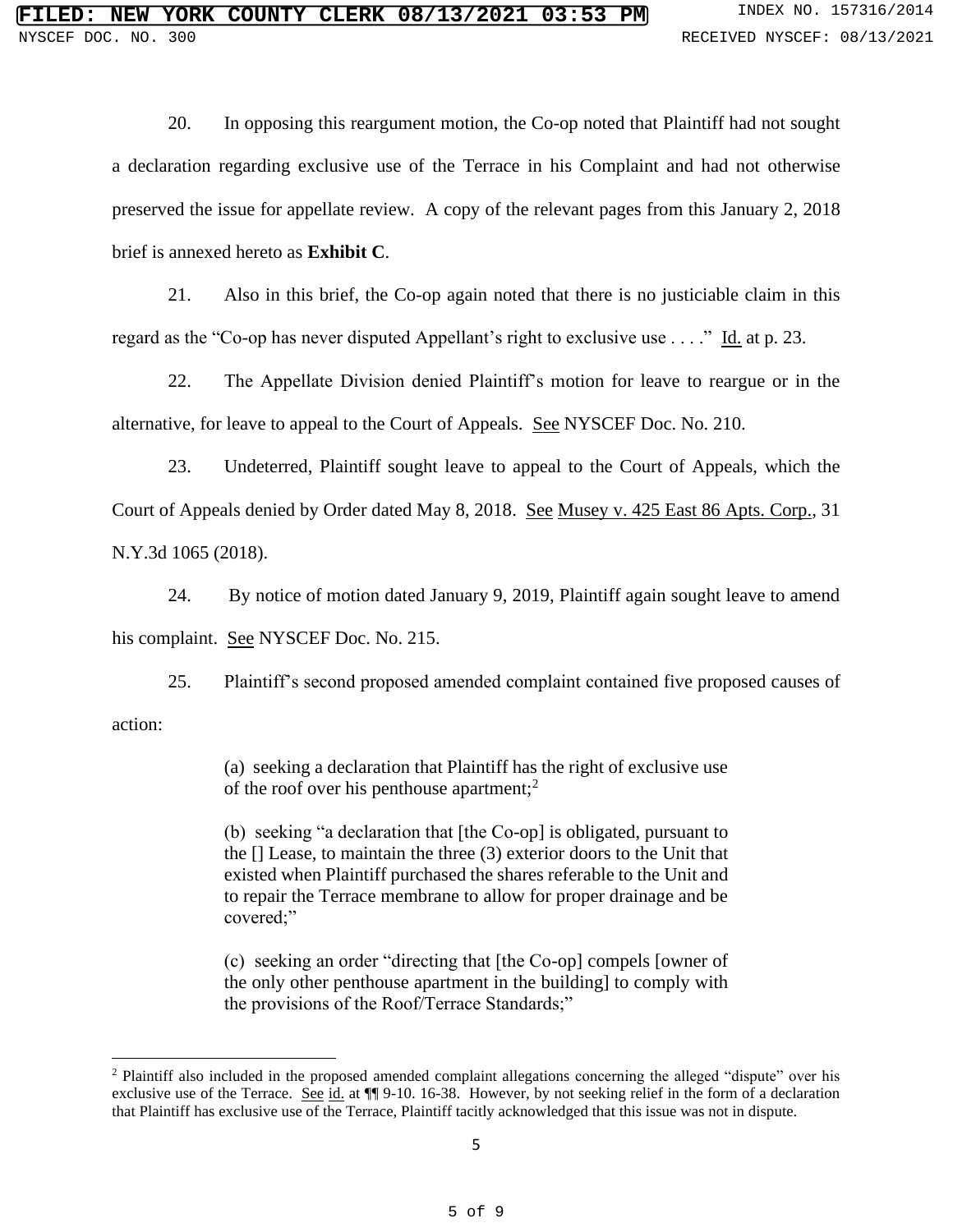20. In opposing this reargument motion, the Co-op noted that Plaintiff had not sought a declaration regarding exclusive use of the Terrace in his Complaint and had not otherwise preserved the issue for appellate review. A copy of the relevant pages from this January 2, 2018 brief is annexed hereto as **Exhibit C**.

21. Also in this brief, the Co-op again noted that there is no justiciable claim in this regard as the "Co-op has never disputed Appellant's right to exclusive use . . . ." Id. at p. 23.

22. The Appellate Division denied Plaintiff's motion for leave to reargue or in the alternative, for leave to appeal to the Court of Appeals. See NYSCEF Doc. No. 210.

23. Undeterred, Plaintiff sought leave to appeal to the Court of Appeals, which the Court of Appeals denied by Order dated May 8, 2018. See Musey v. 425 East 86 Apts. Corp., 31 N.Y.3d 1065 (2018).

24. By notice of motion dated January 9, 2019, Plaintiff again sought leave to amend his complaint. See NYSCEF Doc. No. 215.

25. Plaintiff's second proposed amended complaint contained five proposed causes of action:

> (a) seeking a declaration that Plaintiff has the right of exclusive use of the roof over his penthouse apartment;[2]
>
> (b) seeking "a declaration that [the Co-op] is obligated, pursuant to the [] Lease, to maintain the three (3) exterior doors to the Unit that existed when Plaintiff purchased the shares referable to the Unit and to repair the Terrace membrane to allow for proper drainage and be covered;"
>
> (c) seeking an order "directing that [the Co-op] compels [owner of the only other penthouse apartment in the building] to comply with the provisions of the Roof/Terrace Standards;"

[2] Plaintiff also included in the proposed amended complaint allegations concerning the alleged "dispute" over his exclusive use of the Terrace. See id. at ¶¶ 9-10. 16-38. However, by not seeking relief in the form of a declaration that Plaintiff has exclusive use of the Terrace, Plaintiff tacitly acknowledged that this issue was not in dispute.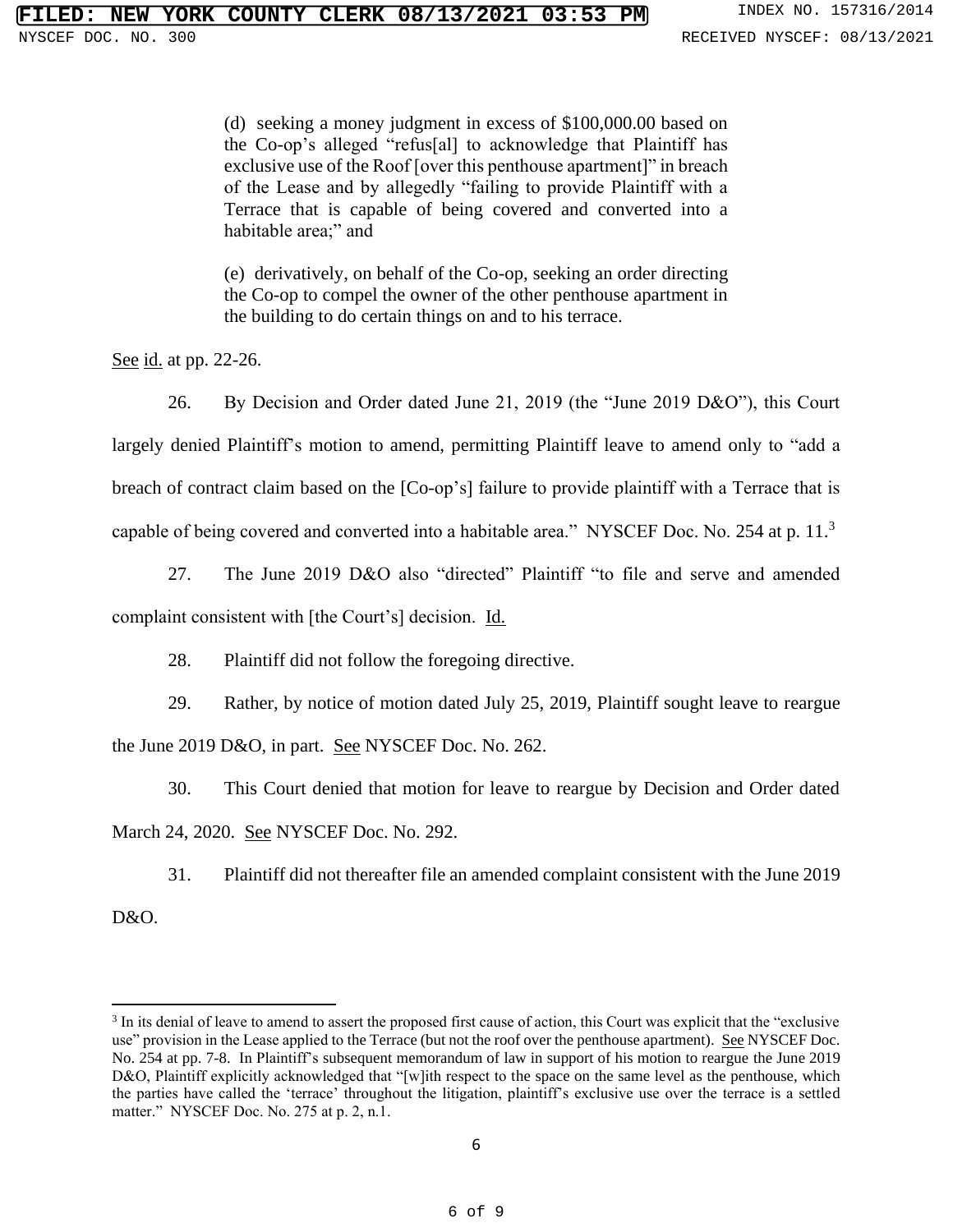(d) seeking a money judgment in excess of $100,000.00 based on the Co-op's alleged "refus[al] to acknowledge that Plaintiff has exclusive use of the Roof [over this penthouse apartment]" in breach of the Lease and by allegedly "failing to provide Plaintiff with a Terrace that is capable of being covered and converted into a habitable area;" and

(e) derivatively, on behalf of the Co-op, seeking an order directing the Co-op to compel the owner of the other penthouse apartment in the building to do certain things on and to his terrace.

See id. at pp. 22-26.

26. By Decision and Order dated June 21, 2019 (the "June 2019 D&O"), this Court largely denied Plaintiff's motion to amend, permitting Plaintiff leave to amend only to "add a breach of contract claim based on the [Co-op's] failure to provide plaintiff with a Terrace that is capable of being covered and converted into a habitable area." NYSCEF Doc. No. 254 at p. 11.[3]

27. The June 2019 D&O also "directed" Plaintiff "to file and serve and amended complaint consistent with [the Court's] decision. Id.

28. Plaintiff did not follow the foregoing directive.

29. Rather, by notice of motion dated July 25, 2019, Plaintiff sought leave to reargue the June 2019 D&O, in part. See NYSCEF Doc. No. 262.

30. This Court denied that motion for leave to reargue by Decision and Order dated March 24, 2020. See NYSCEF Doc. No. 292.

31. Plaintiff did not thereafter file an amended complaint consistent with the June 2019 D&O.

---

[3] In its denial of leave to amend to assert the proposed first cause of action, this Court was explicit that the "exclusive use" provision in the Lease applied to the Terrace (but not the roof over the penthouse apartment). See NYSCEF Doc. No. 254 at pp. 7-8. In Plaintiff's subsequent memorandum of law in support of his motion to reargue the June 2019 D&O, Plaintiff explicitly acknowledged that "[w]ith respect to the space on the same level as the penthouse, which the parties have called the 'terrace' throughout the litigation, plaintiff's exclusive use over the terrace is a settled matter." NYSCEF Doc. No. 275 at p. 2, n.1.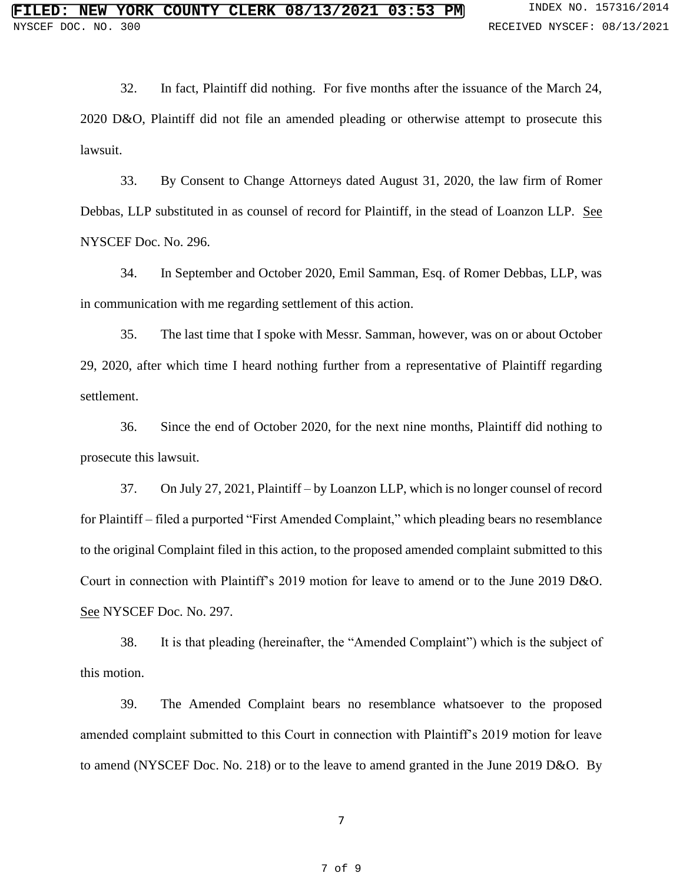32. In fact, Plaintiff did nothing. For five months after the issuance of the March 24, 2020 D&O, Plaintiff did not file an amended pleading or otherwise attempt to prosecute this lawsuit.

33. By Consent to Change Attorneys dated August 31, 2020, the law firm of Romer Debbas, LLP substituted in as counsel of record for Plaintiff, in the stead of Loanzon LLP. See NYSCEF Doc. No. 296.

34. In September and October 2020, Emil Samman, Esq. of Romer Debbas, LLP, was in communication with me regarding settlement of this action.

35. The last time that I spoke with Messr. Samman, however, was on or about October 29, 2020, after which time I heard nothing further from a representative of Plaintiff regarding settlement.

36. Since the end of October 2020, for the next nine months, Plaintiff did nothing to prosecute this lawsuit.

37. On July 27, 2021, Plaintiff – by Loanzon LLP, which is no longer counsel of record for Plaintiff – filed a purported "First Amended Complaint," which pleading bears no resemblance to the original Complaint filed in this action, to the proposed amended complaint submitted to this Court in connection with Plaintiff's 2019 motion for leave to amend or to the June 2019 D&O. See NYSCEF Doc. No. 297.

38. It is that pleading (hereinafter, the "Amended Complaint") which is the subject of this motion.

39. The Amended Complaint bears no resemblance whatsoever to the proposed amended complaint submitted to this Court in connection with Plaintiff's 2019 motion for leave to amend (NYSCEF Doc. No. 218) or to the leave to amend granted in the June 2019 D&O. By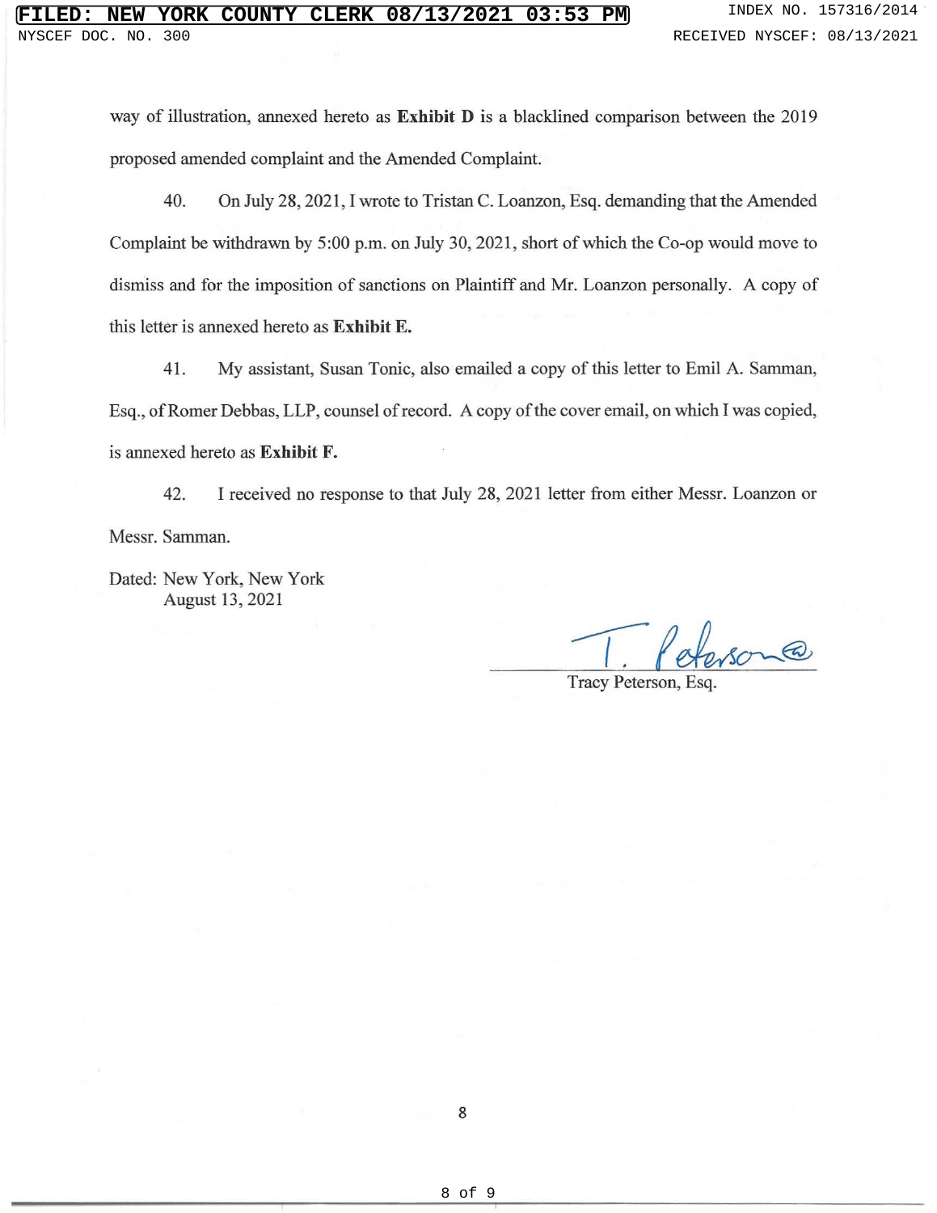way of illustration, annexed hereto as **Exhibit D** is a blacklined comparison between the 2019 proposed amended complaint and the Amended Complaint.

40. On July 28, 2021, I wrote to Tristan C. Loanzon, Esq. demanding that the Amended Complaint be withdrawn by 5:00 p.m. on July 30, 2021, short of which the Co-op would move to dismiss and for the imposition of sanctions on Plaintiff and Mr. Loanzon personally. A copy of this letter is annexed hereto as **Exhibit E.**

41. My assistant, Susan Tonic, also emailed a copy of this letter to Emil A. Samman, Esq., of Romer Debbas, LLP, counsel of record. A copy of the cover email, on which I was copied, is annexed hereto as **Exhibit F.**

42. I received no response to that July 28, 2021 letter from either Messr. Loanzon or Messr. Samman.

Dated: New York, New York
August 13, 2021

T. Peterson

Tracy Peterson, Esq.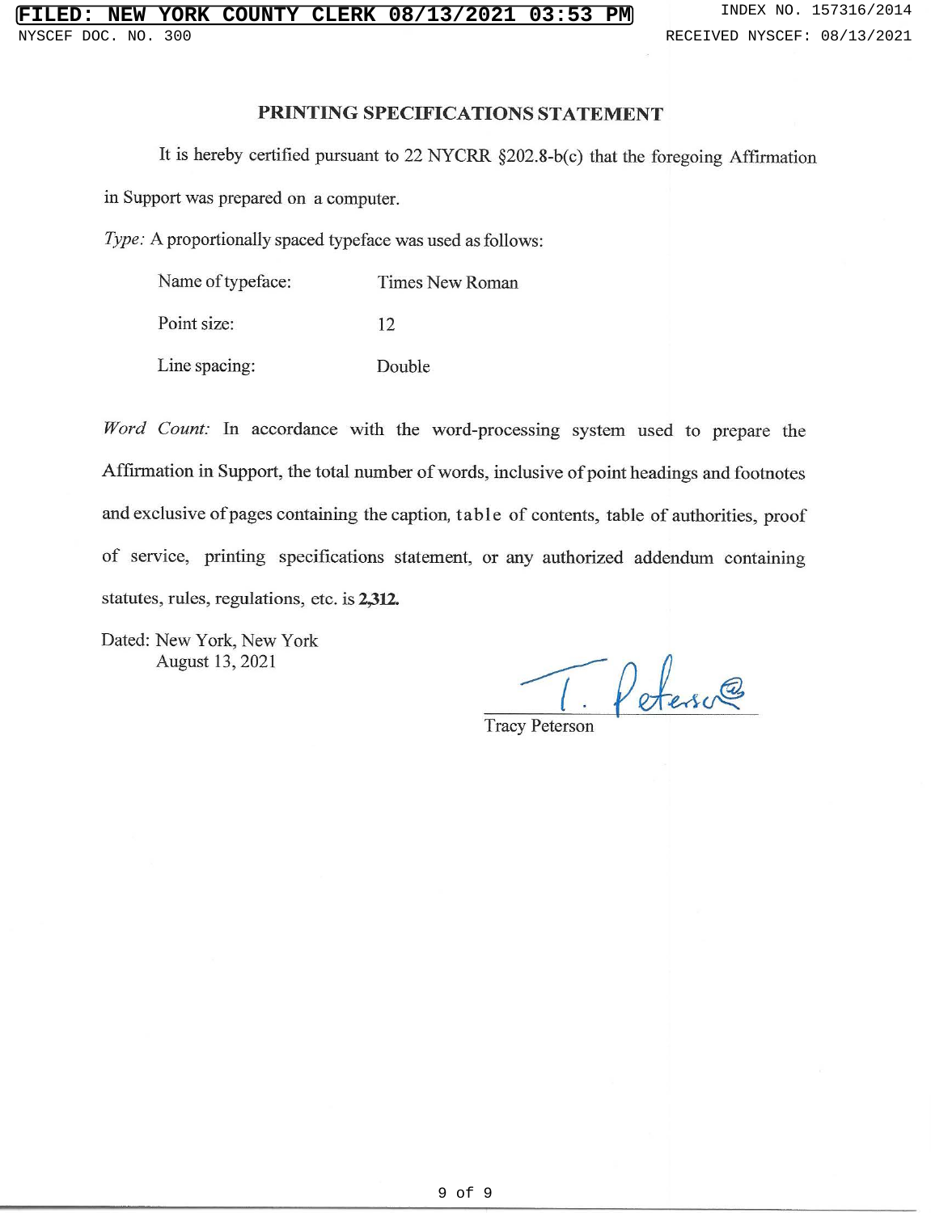## PRINTING SPECIFICATIONS STATEMENT

It is hereby certified pursuant to 22 NYCRR §202.8-b(c) that the foregoing Affirmation in Support was prepared on a computer.

*Type:* A proportionally spaced typeface was used as follows:

| | |
|---|---|
| Name of typeface: | Times New Roman |
| Point size: | 12 |
| Line spacing: | Double |

*Word Count:* In accordance with the word-processing system used to prepare the Affirmation in Support, the total number of words, inclusive of point headings and footnotes and exclusive of pages containing the caption, table of contents, table of authorities, proof of service, printing specifications statement, or any authorized addendum containing statutes, rules, regulations, etc. is **2,312.**

Dated: New York, New York
August 13, 2021

Tracy Peterson